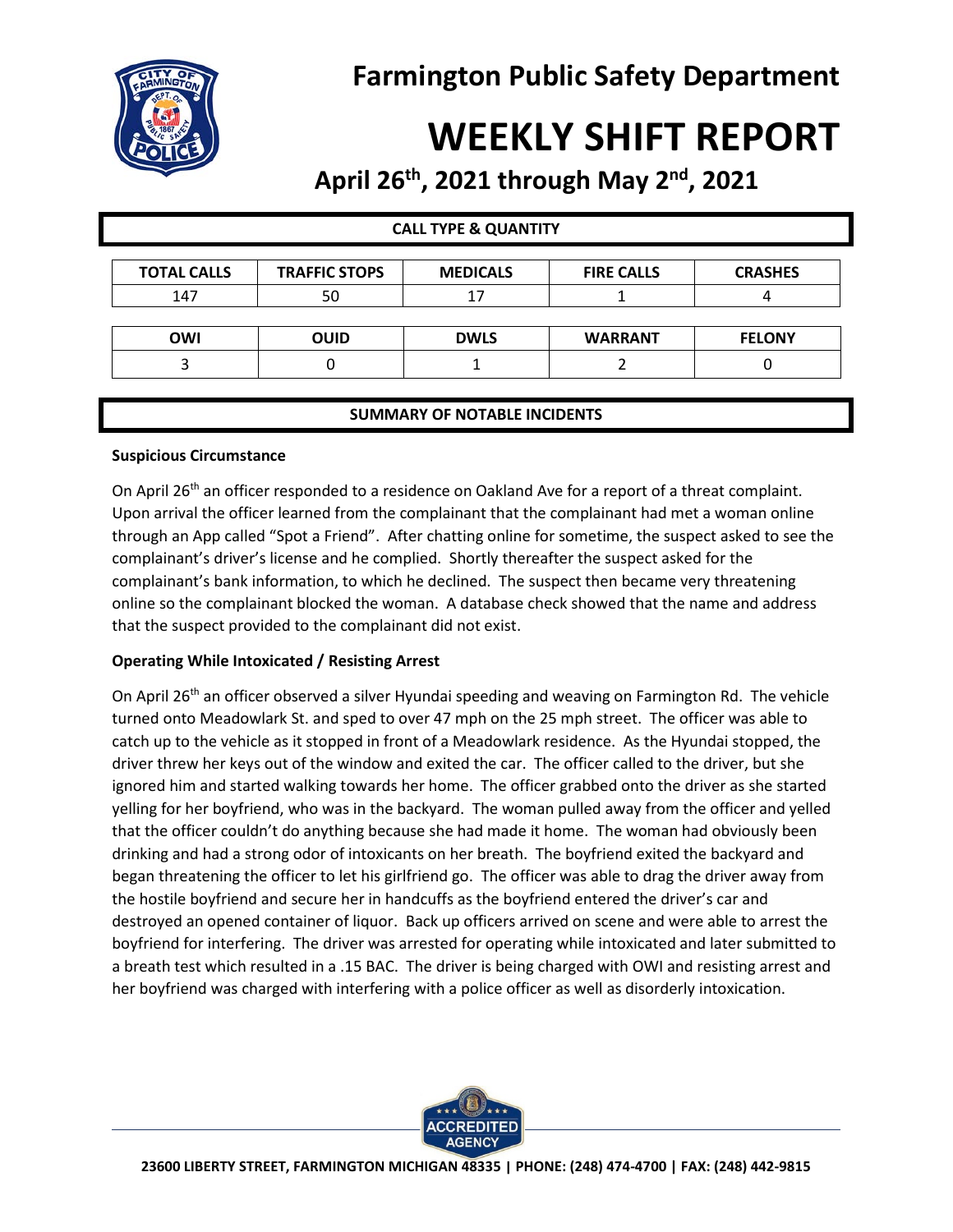# Farmington Public Safety Department

# WEEKLY SHIFT REPORT

## April 26th, 2021 through May 2nd, 2021

### CALL TYPE & QUANTITY

| TOTAL CALLS | TRAFFIC STOPS | MEDICALS | FIRE CALLS | CRASHES |
|---|---|---|---|---|
| 147 | 50 | 17 | 1 | 4 |

| OWI | OUID | DWLS | WARRANT | FELONY |
|---|---|---|---|---|
| 3 | 0 | 1 | 2 | 0 |

### SUMMARY OF NOTABLE INCIDENTS

**Suspicious Circumstance**

On April 26th an officer responded to a residence on Oakland Ave for a report of a threat complaint. Upon arrival the officer learned from the complainant that the complainant had met a woman online through an App called "Spot a Friend". After chatting online for sometime, the suspect asked to see the complainant's driver's license and he complied. Shortly thereafter the suspect asked for the complainant's bank information, to which he declined. The suspect then became very threatening online so the complainant blocked the woman. A database check showed that the name and address that the suspect provided to the complainant did not exist.

**Operating While Intoxicated / Resisting Arrest**

On April 26th an officer observed a silver Hyundai speeding and weaving on Farmington Rd. The vehicle turned onto Meadowlark St. and sped to over 47 mph on the 25 mph street. The officer was able to catch up to the vehicle as it stopped in front of a Meadowlark residence. As the Hyundai stopped, the driver threw her keys out of the window and exited the car. The officer called to the driver, but she ignored him and started walking towards her home. The officer grabbed onto the driver as she started yelling for her boyfriend, who was in the backyard. The woman pulled away from the officer and yelled that the officer couldn't do anything because she had made it home. The woman had obviously been drinking and had a strong odor of intoxicants on her breath. The boyfriend exited the backyard and began threatening the officer to let his girlfriend go. The officer was able to drag the driver away from the hostile boyfriend and secure her in handcuffs as the boyfriend entered the driver's car and destroyed an opened container of liquor. Back up officers arrived on scene and were able to arrest the boyfriend for interfering. The driver was arrested for operating while intoxicated and later submitted to a breath test which resulted in a .15 BAC. The driver is being charged with OWI and resisting arrest and her boyfriend was charged with interfering with a police officer as well as disorderly intoxication.

23600 LIBERTY STREET, FARMINGTON MICHIGAN 48335 | PHONE: (248) 474-4700 | FAX: (248) 442-9815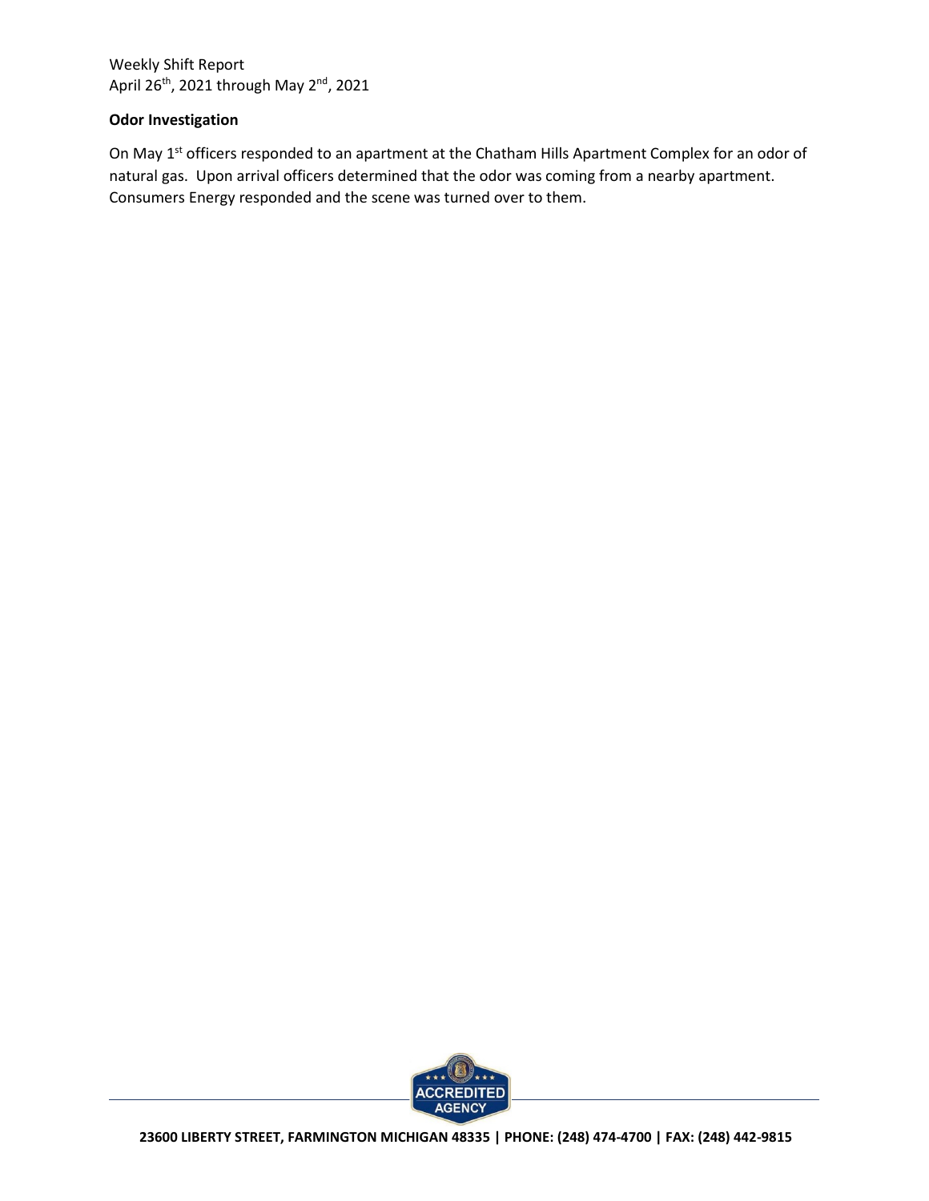**Odor Investigation**

On May 1st officers responded to an apartment at the Chatham Hills Apartment Complex for an odor of natural gas. Upon arrival officers determined that the odor was coming from a nearby apartment. Consumers Energy responded and the scene was turned over to them.